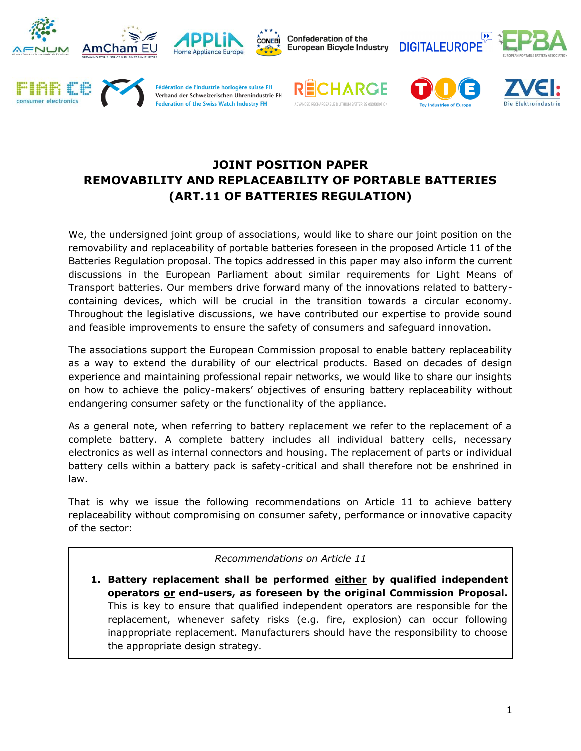# JOINT POSITION PAPER
# REMOVABILITY AND REPLACEABILITY OF PORTABLE BATTERIES (ART.11 OF BATTERIES REGULATION)

We, the undersigned joint group of associations, would like to share our joint position on the removability and replaceability of portable batteries foreseen in the proposed Article 11 of the Batteries Regulation proposal. The topics addressed in this paper may also inform the current discussions in the European Parliament about similar requirements for Light Means of Transport batteries. Our members drive forward many of the innovations related to battery-containing devices, which will be crucial in the transition towards a circular economy. Throughout the legislative discussions, we have contributed our expertise to provide sound and feasible improvements to ensure the safety of consumers and safeguard innovation.

The associations support the European Commission proposal to enable battery replaceability as a way to extend the durability of our electrical products. Based on decades of design experience and maintaining professional repair networks, we would like to share our insights on how to achieve the policy-makers' objectives of ensuring battery replaceability without endangering consumer safety or the functionality of the appliance.

As a general note, when referring to battery replacement we refer to the replacement of a complete battery. A complete battery includes all individual battery cells, necessary electronics as well as internal connectors and housing. The replacement of parts or individual battery cells within a battery pack is safety-critical and shall therefore not be enshrined in law.

That is why we issue the following recommendations on Article 11 to achieve battery replaceability without compromising on consumer safety, performance or innovative capacity of the sector:

*Recommendations on Article 11*

1. **Battery replacement shall be performed <u>either</u> by qualified independent operators <u>or</u> end-users, as foreseen by the original Commission Proposal.** This is key to ensure that qualified independent operators are responsible for the replacement, whenever safety risks (e.g. fire, explosion) can occur following inappropriate replacement. Manufacturers should have the responsibility to choose the appropriate design strategy.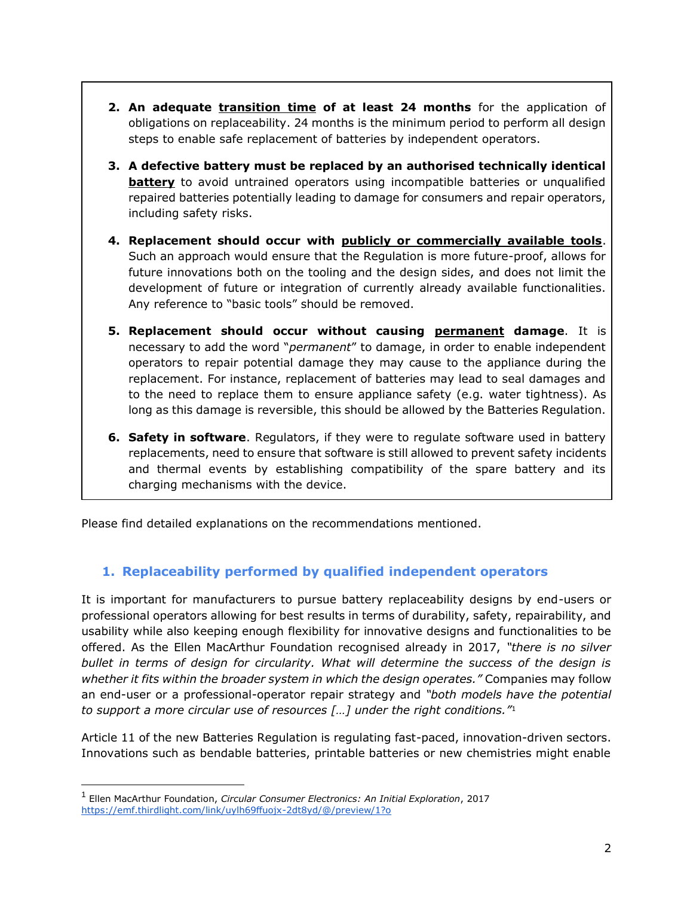2. **An adequate <u>transition time</u> of at least 24 months** for the application of obligations on replaceability. 24 months is the minimum period to perform all design steps to enable safe replacement of batteries by independent operators.

3. **A defective battery must be replaced by an authorised technically identical <u>battery</u>** to avoid untrained operators using incompatible batteries or unqualified repaired batteries potentially leading to damage for consumers and repair operators, including safety risks.

4. **Replacement should occur with <u>publicly or commercially available tools</u>**. Such an approach would ensure that the Regulation is more future-proof, allows for future innovations both on the tooling and the design sides, and does not limit the development of future or integration of currently already available functionalities. Any reference to "basic tools" should be removed.

5. **Replacement should occur without causing <u>permanent</u> damage**. It is necessary to add the word "*permanent*" to damage, in order to enable independent operators to repair potential damage they may cause to the appliance during the replacement. For instance, replacement of batteries may lead to seal damages and to the need to replace them to ensure appliance safety (e.g. water tightness). As long as this damage is reversible, this should be allowed by the Batteries Regulation.

6. **Safety in software**. Regulators, if they were to regulate software used in battery replacements, need to ensure that software is still allowed to prevent safety incidents and thermal events by establishing compatibility of the spare battery and its charging mechanisms with the device.

Please find detailed explanations on the recommendations mentioned.

## 1. Replaceability performed by qualified independent operators

It is important for manufacturers to pursue battery replaceability designs by end-users or professional operators allowing for best results in terms of durability, safety, repairability, and usability while also keeping enough flexibility for innovative designs and functionalities to be offered. As the Ellen MacArthur Foundation recognised already in 2017, *"there is no silver bullet in terms of design for circularity. What will determine the success of the design is whether it fits within the broader system in which the design operates."* Companies may follow an end-user or a professional-operator repair strategy and *"both models have the potential to support a more circular use of resources […] under the right conditions."*[1]

Article 11 of the new Batteries Regulation is regulating fast-paced, innovation-driven sectors. Innovations such as bendable batteries, printable batteries or new chemistries might enable

[1] Ellen MacArthur Foundation, *Circular Consumer Electronics: An Initial Exploration*, 2017 https://emf.thirdlight.com/link/uylh69ffuojx-2dt8yd/@/preview/1?o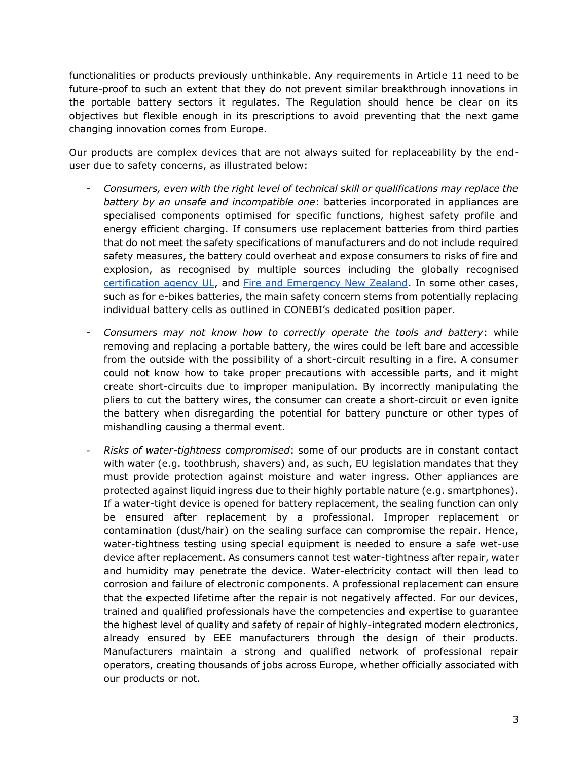functionalities or products previously unthinkable. Any requirements in Article 11 need to be future-proof to such an extent that they do not prevent similar breakthrough innovations in the portable battery sectors it regulates. The Regulation should hence be clear on its objectives but flexible enough in its prescriptions to avoid preventing that the next game changing innovation comes from Europe.

Our products are complex devices that are not always suited for replaceability by the end-user due to safety concerns, as illustrated below:

- *Consumers, even with the right level of technical skill or qualifications may replace the battery by an unsafe and incompatible one*: batteries incorporated in appliances are specialised components optimised for specific functions, highest safety profile and energy efficient charging. If consumers use replacement batteries from third parties that do not meet the safety specifications of manufacturers and do not include required safety measures, the battery could overheat and expose consumers to risks of fire and explosion, as recognised by multiple sources including the globally recognised [certification agency UL](), and [Fire and Emergency New Zealand](). In some other cases, such as for e-bikes batteries, the main safety concern stems from potentially replacing individual battery cells as outlined in CONEBI's dedicated position paper.

- *Consumers may not know how to correctly operate the tools and battery*: while removing and replacing a portable battery, the wires could be left bare and accessible from the outside with the possibility of a short-circuit resulting in a fire. A consumer could not know how to take proper precautions with accessible parts, and it might create short-circuits due to improper manipulation. By incorrectly manipulating the pliers to cut the battery wires, the consumer can create a short-circuit or even ignite the battery when disregarding the potential for battery puncture or other types of mishandling causing a thermal event.

- *Risks of water-tightness compromised*: some of our products are in constant contact with water (e.g. toothbrush, shavers) and, as such, EU legislation mandates that they must provide protection against moisture and water ingress. Other appliances are protected against liquid ingress due to their highly portable nature (e.g. smartphones). If a water-tight device is opened for battery replacement, the sealing function can only be ensured after replacement by a professional. Improper replacement or contamination (dust/hair) on the sealing surface can compromise the repair. Hence, water-tightness testing using special equipment is needed to ensure a safe wet-use device after replacement. As consumers cannot test water-tightness after repair, water and humidity may penetrate the device. Water-electricity contact will then lead to corrosion and failure of electronic components. A professional replacement can ensure that the expected lifetime after the repair is not negatively affected. For our devices, trained and qualified professionals have the competencies and expertise to guarantee the highest level of quality and safety of repair of highly-integrated modern electronics, already ensured by EEE manufacturers through the design of their products. Manufacturers maintain a strong and qualified network of professional repair operators, creating thousands of jobs across Europe, whether officially associated with our products or not.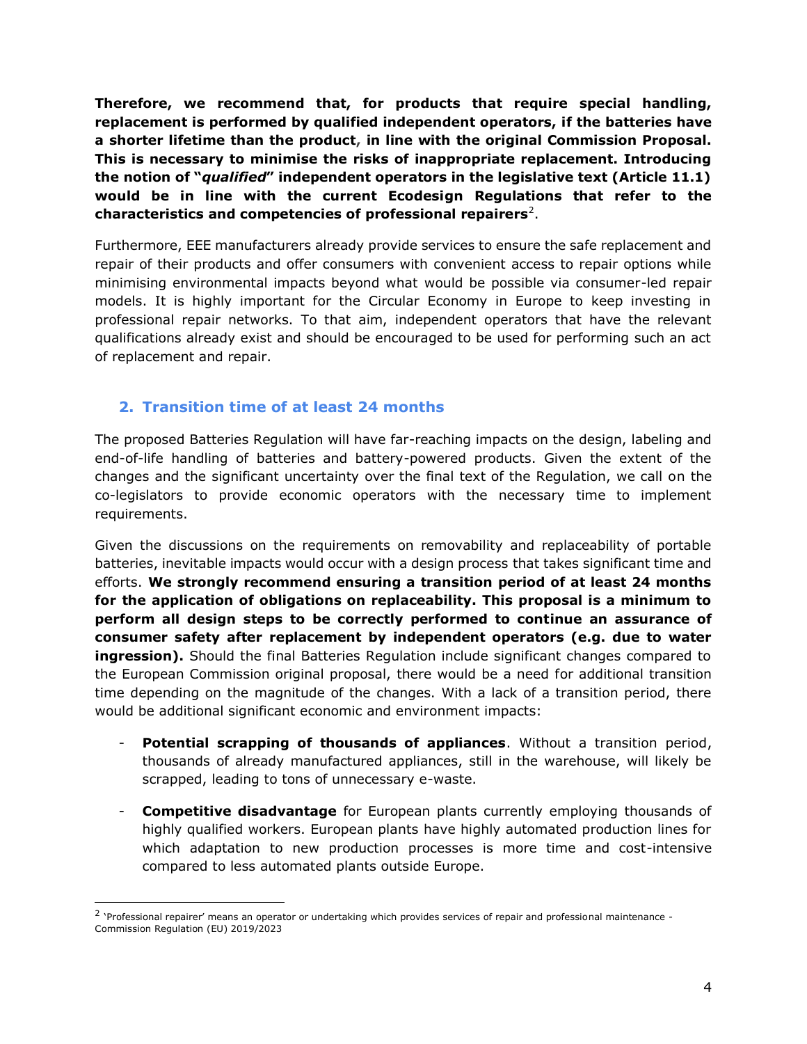**Therefore, we recommend that, for products that require special handling, replacement is performed by qualified independent operators, if the batteries have a shorter lifetime than the product, in line with the original Commission Proposal. This is necessary to minimise the risks of inappropriate replacement. Introducing the notion of "*qualified*" independent operators in the legislative text (Article 11.1) would be in line with the current Ecodesign Regulations that refer to the characteristics and competencies of professional repairers**[2].

Furthermore, EEE manufacturers already provide services to ensure the safe replacement and repair of their products and offer consumers with convenient access to repair options while minimising environmental impacts beyond what would be possible via consumer-led repair models. It is highly important for the Circular Economy in Europe to keep investing in professional repair networks. To that aim, independent operators that have the relevant qualifications already exist and should be encouraged to be used for performing such an act of replacement and repair.

## 2. Transition time of at least 24 months

The proposed Batteries Regulation will have far-reaching impacts on the design, labeling and end-of-life handling of batteries and battery-powered products. Given the extent of the changes and the significant uncertainty over the final text of the Regulation, we call on the co-legislators to provide economic operators with the necessary time to implement requirements.

Given the discussions on the requirements on removability and replaceability of portable batteries, inevitable impacts would occur with a design process that takes significant time and efforts. **We strongly recommend ensuring a transition period of at least 24 months for the application of obligations on replaceability. This proposal is a minimum to perform all design steps to be correctly performed to continue an assurance of consumer safety after replacement by independent operators (e.g. due to water ingression).** Should the final Batteries Regulation include significant changes compared to the European Commission original proposal, there would be a need for additional transition time depending on the magnitude of the changes. With a lack of a transition period, there would be additional significant economic and environment impacts:

- **Potential scrapping of thousands of appliances**. Without a transition period, thousands of already manufactured appliances, still in the warehouse, will likely be scrapped, leading to tons of unnecessary e-waste.
- **Competitive disadvantage** for European plants currently employing thousands of highly qualified workers. European plants have highly automated production lines for which adaptation to new production processes is more time and cost-intensive compared to less automated plants outside Europe.

[2] 'Professional repairer' means an operator or undertaking which provides services of repair and professional maintenance - Commission Regulation (EU) 2019/2023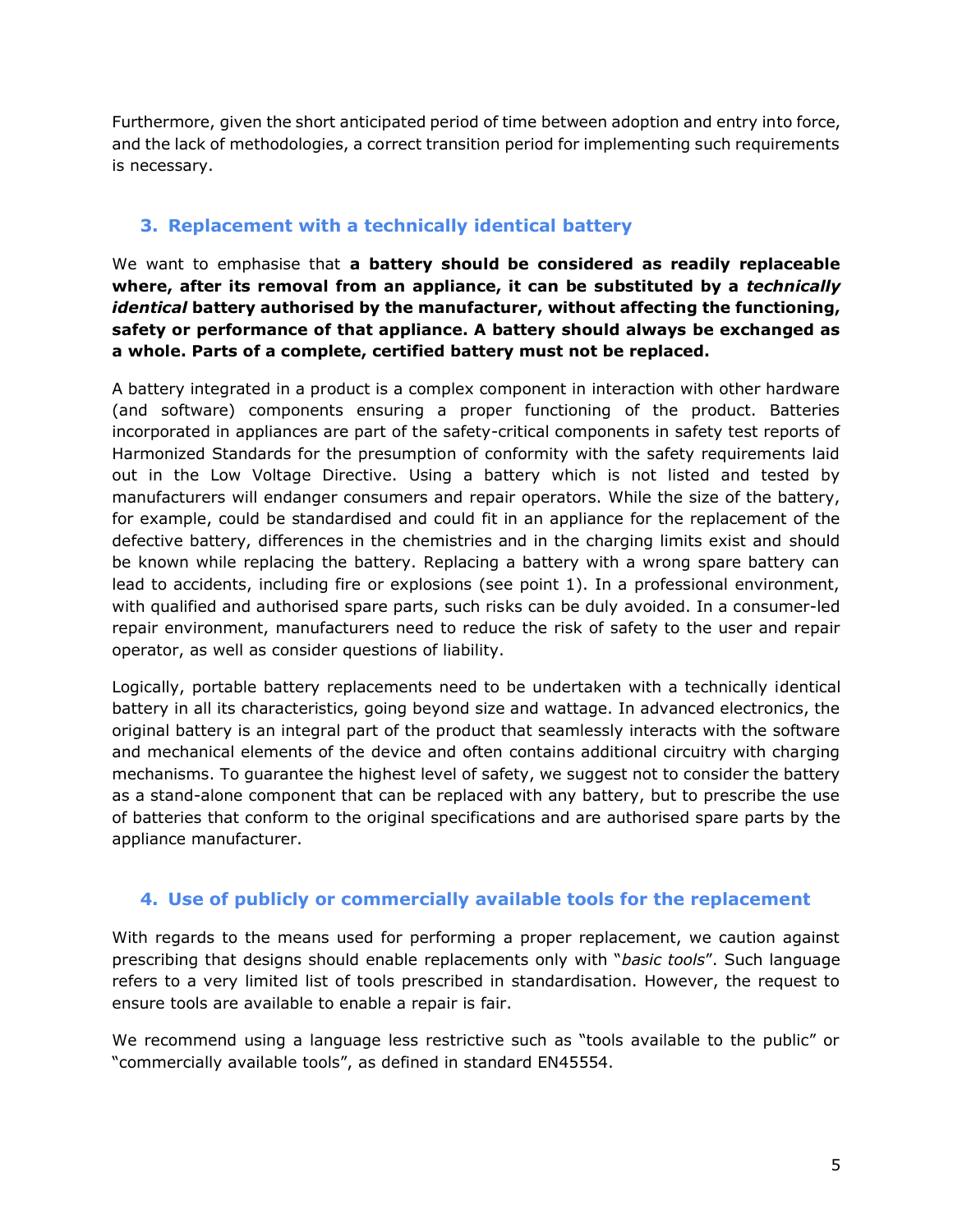Furthermore, given the short anticipated period of time between adoption and entry into force, and the lack of methodologies, a correct transition period for implementing such requirements is necessary.

## 3. Replacement with a technically identical battery

We want to emphasise that **a battery should be considered as readily replaceable where, after its removal from an appliance, it can be substituted by a *technically identical* battery authorised by the manufacturer, without affecting the functioning, safety or performance of that appliance. A battery should always be exchanged as a whole. Parts of a complete, certified battery must not be replaced.**

A battery integrated in a product is a complex component in interaction with other hardware (and software) components ensuring a proper functioning of the product. Batteries incorporated in appliances are part of the safety-critical components in safety test reports of Harmonized Standards for the presumption of conformity with the safety requirements laid out in the Low Voltage Directive. Using a battery which is not listed and tested by manufacturers will endanger consumers and repair operators. While the size of the battery, for example, could be standardised and could fit in an appliance for the replacement of the defective battery, differences in the chemistries and in the charging limits exist and should be known while replacing the battery. Replacing a battery with a wrong spare battery can lead to accidents, including fire or explosions (see point 1). In a professional environment, with qualified and authorised spare parts, such risks can be duly avoided. In a consumer-led repair environment, manufacturers need to reduce the risk of safety to the user and repair operator, as well as consider questions of liability.

Logically, portable battery replacements need to be undertaken with a technically identical battery in all its characteristics, going beyond size and wattage. In advanced electronics, the original battery is an integral part of the product that seamlessly interacts with the software and mechanical elements of the device and often contains additional circuitry with charging mechanisms. To guarantee the highest level of safety, we suggest not to consider the battery as a stand-alone component that can be replaced with any battery, but to prescribe the use of batteries that conform to the original specifications and are authorised spare parts by the appliance manufacturer.

## 4. Use of publicly or commercially available tools for the replacement

With regards to the means used for performing a proper replacement, we caution against prescribing that designs should enable replacements only with "*basic tools*". Such language refers to a very limited list of tools prescribed in standardisation. However, the request to ensure tools are available to enable a repair is fair.

We recommend using a language less restrictive such as "tools available to the public" or "commercially available tools", as defined in standard EN45554.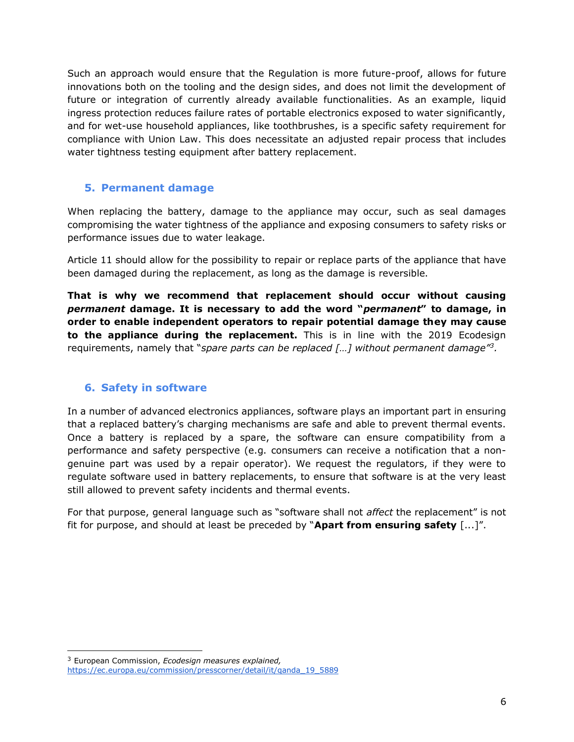Such an approach would ensure that the Regulation is more future-proof, allows for future innovations both on the tooling and the design sides, and does not limit the development of future or integration of currently already available functionalities. As an example, liquid ingress protection reduces failure rates of portable electronics exposed to water significantly, and for wet-use household appliances, like toothbrushes, is a specific safety requirement for compliance with Union Law. This does necessitate an adjusted repair process that includes water tightness testing equipment after battery replacement.

## 5. Permanent damage

When replacing the battery, damage to the appliance may occur, such as seal damages compromising the water tightness of the appliance and exposing consumers to safety risks or performance issues due to water leakage.

Article 11 should allow for the possibility to repair or replace parts of the appliance that have been damaged during the replacement, as long as the damage is reversible.

**That is why we recommend that replacement should occur without causing *permanent* damage. It is necessary to add the word "*permanent*" to damage, in order to enable independent operators to repair potential damage they may cause to the appliance during the replacement.** This is in line with the 2019 Ecodesign requirements, namely that "*spare parts can be replaced […] without permanent damage*"[3].

## 6. Safety in software

In a number of advanced electronics appliances, software plays an important part in ensuring that a replaced battery's charging mechanisms are safe and able to prevent thermal events. Once a battery is replaced by a spare, the software can ensure compatibility from a performance and safety perspective (e.g. consumers can receive a notification that a non-genuine part was used by a repair operator). We request the regulators, if they were to regulate software used in battery replacements, to ensure that software is at the very least still allowed to prevent safety incidents and thermal events.

For that purpose, general language such as "software shall not *affect* the replacement" is not fit for purpose, and should at least be preceded by "**Apart from ensuring safety** [...]".

---

[3] European Commission, *Ecodesign measures explained,* https://ec.europa.eu/commission/presscorner/detail/it/qanda_19_5889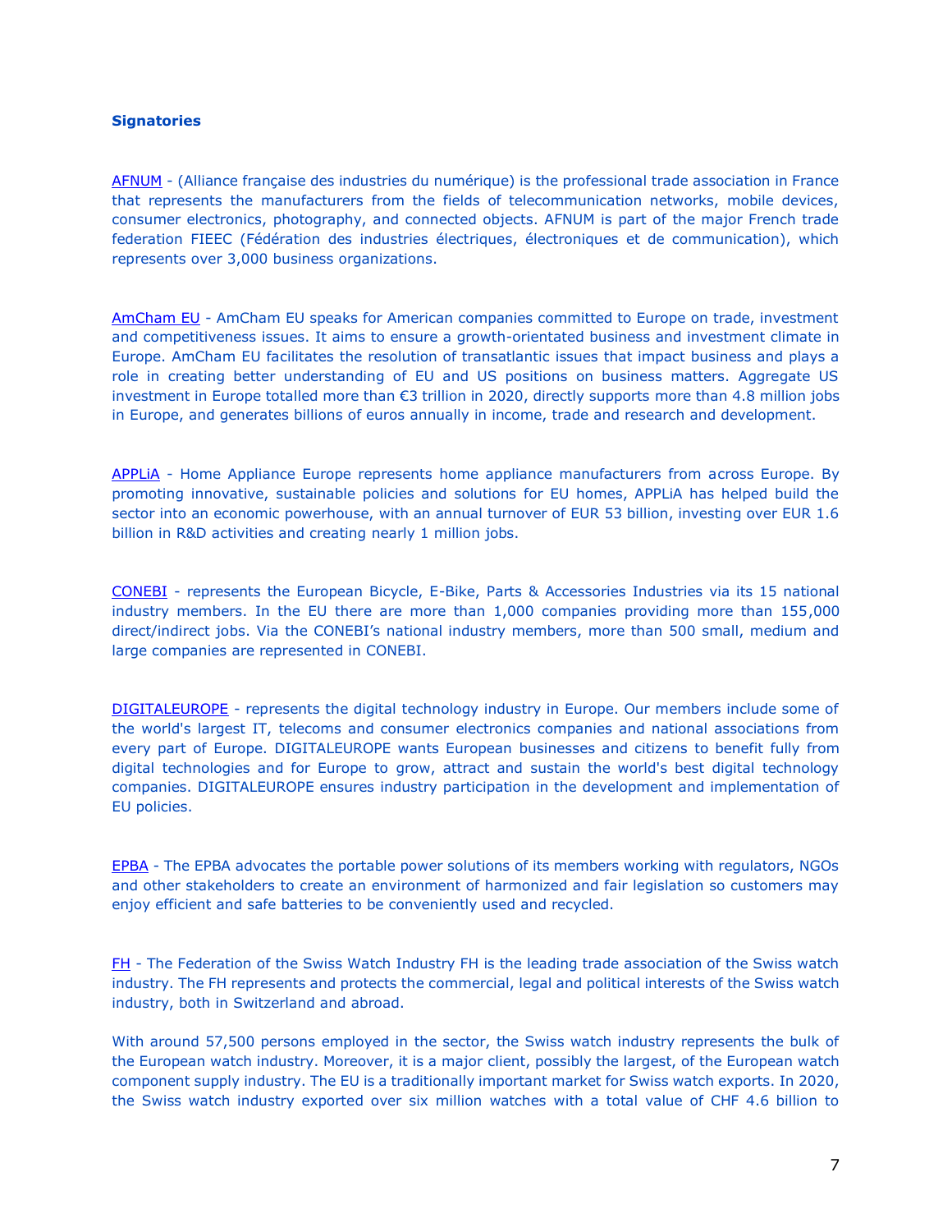**Signatories**

AFNUM - (Alliance française des industries du numérique) is the professional trade association in France that represents the manufacturers from the fields of telecommunication networks, mobile devices, consumer electronics, photography, and connected objects. AFNUM is part of the major French trade federation FIEEC (Fédération des industries électriques, électroniques et de communication), which represents over 3,000 business organizations.

AmCham EU - AmCham EU speaks for American companies committed to Europe on trade, investment and competitiveness issues. It aims to ensure a growth-orientated business and investment climate in Europe. AmCham EU facilitates the resolution of transatlantic issues that impact business and plays a role in creating better understanding of EU and US positions on business matters. Aggregate US investment in Europe totalled more than €3 trillion in 2020, directly supports more than 4.8 million jobs in Europe, and generates billions of euros annually in income, trade and research and development.

APPLiA - Home Appliance Europe represents home appliance manufacturers from across Europe. By promoting innovative, sustainable policies and solutions for EU homes, APPLiA has helped build the sector into an economic powerhouse, with an annual turnover of EUR 53 billion, investing over EUR 1.6 billion in R&D activities and creating nearly 1 million jobs.

CONEBI - represents the European Bicycle, E-Bike, Parts & Accessories Industries via its 15 national industry members. In the EU there are more than 1,000 companies providing more than 155,000 direct/indirect jobs. Via the CONEBI's national industry members, more than 500 small, medium and large companies are represented in CONEBI.

DIGITALEUROPE - represents the digital technology industry in Europe. Our members include some of the world's largest IT, telecoms and consumer electronics companies and national associations from every part of Europe. DIGITALEUROPE wants European businesses and citizens to benefit fully from digital technologies and for Europe to grow, attract and sustain the world's best digital technology companies. DIGITALEUROPE ensures industry participation in the development and implementation of EU policies.

EPBA - The EPBA advocates the portable power solutions of its members working with regulators, NGOs and other stakeholders to create an environment of harmonized and fair legislation so customers may enjoy efficient and safe batteries to be conveniently used and recycled.

FH - The Federation of the Swiss Watch Industry FH is the leading trade association of the Swiss watch industry. The FH represents and protects the commercial, legal and political interests of the Swiss watch industry, both in Switzerland and abroad.

With around 57,500 persons employed in the sector, the Swiss watch industry represents the bulk of the European watch industry. Moreover, it is a major client, possibly the largest, of the European watch component supply industry. The EU is a traditionally important market for Swiss watch exports. In 2020, the Swiss watch industry exported over six million watches with a total value of CHF 4.6 billion to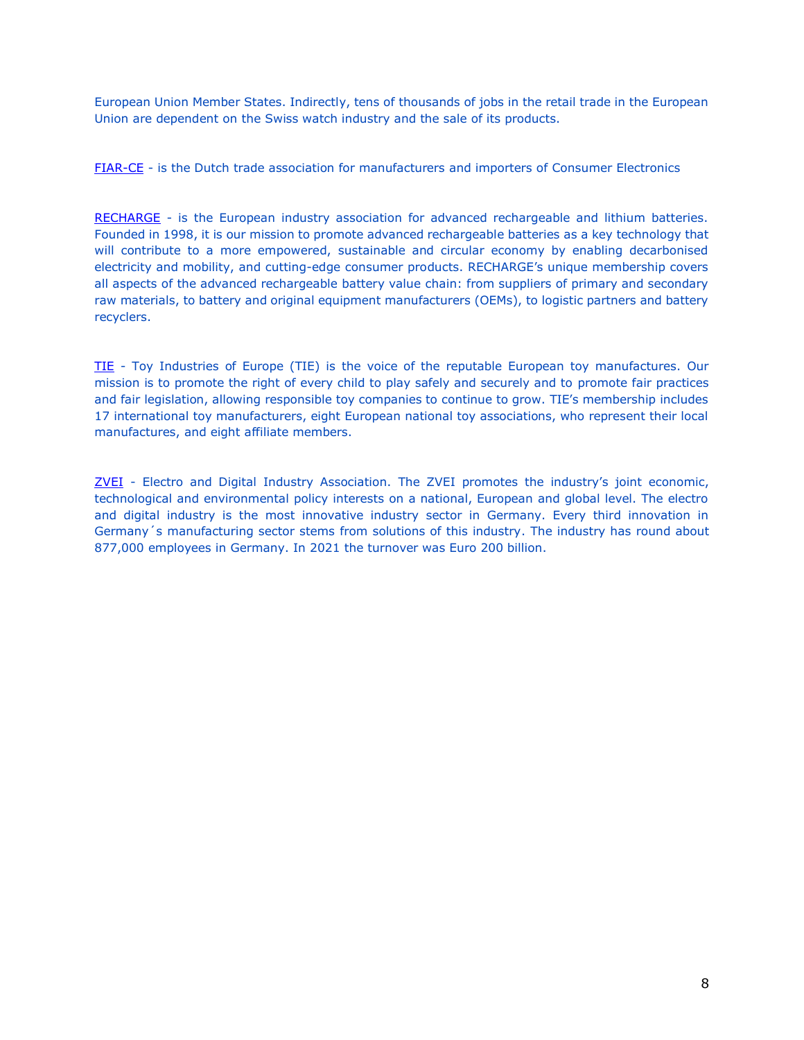European Union Member States. Indirectly, tens of thousands of jobs in the retail trade in the European Union are dependent on the Swiss watch industry and the sale of its products.

FIAR-CE - is the Dutch trade association for manufacturers and importers of Consumer Electronics

RECHARGE - is the European industry association for advanced rechargeable and lithium batteries. Founded in 1998, it is our mission to promote advanced rechargeable batteries as a key technology that will contribute to a more empowered, sustainable and circular economy by enabling decarbonised electricity and mobility, and cutting-edge consumer products. RECHARGE's unique membership covers all aspects of the advanced rechargeable battery value chain: from suppliers of primary and secondary raw materials, to battery and original equipment manufacturers (OEMs), to logistic partners and battery recyclers.

TIE - Toy Industries of Europe (TIE) is the voice of the reputable European toy manufactures. Our mission is to promote the right of every child to play safely and securely and to promote fair practices and fair legislation, allowing responsible toy companies to continue to grow. TIE's membership includes 17 international toy manufacturers, eight European national toy associations, who represent their local manufactures, and eight affiliate members.

ZVEI - Electro and Digital Industry Association. The ZVEI promotes the industry's joint economic, technological and environmental policy interests on a national, European and global level. The electro and digital industry is the most innovative industry sector in Germany. Every third innovation in Germany´s manufacturing sector stems from solutions of this industry. The industry has round about 877,000 employees in Germany. In 2021 the turnover was Euro 200 billion.